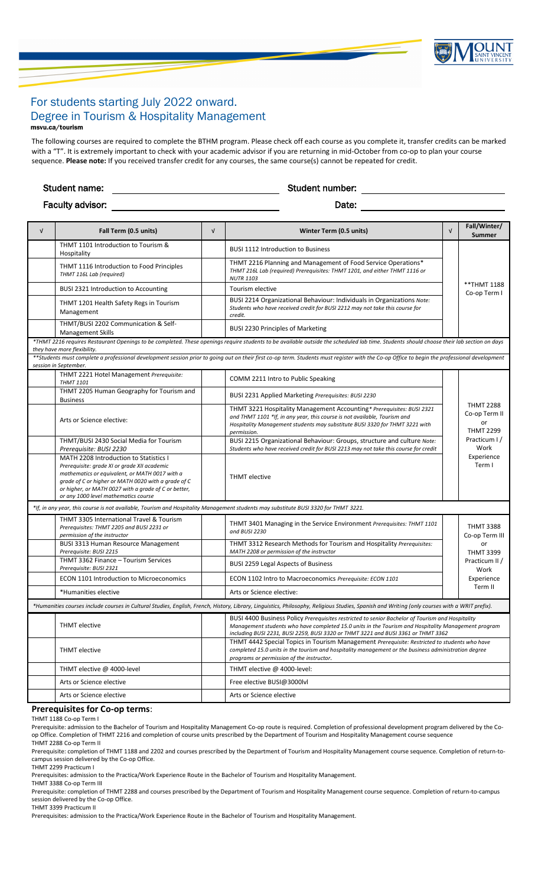# For students starting July 2022 onward.
## Degree in Tourism & Hospitality Management

**msvu.ca/tourism**

The following courses are required to complete the BTHM program. Please check off each course as you complete it, transfer credits can be marked with a "T". It is extremely important to check with your academic advisor if you are returning in mid-October from co-op to plan your course sequence. **Please note:** If you received transfer credit for any courses, the same course(s) cannot be repeated for credit.

Student name: ______________________ Student number: ______________________

Faculty advisor: ______________________ Date: ______________________

| √ | Fall Term (0.5 units) | √ | Winter Term (0.5 units) | √ | Fall/Winter/ Summer |
|---|---|---|---|---|---|
| | THMT 1101 Introduction to Tourism & Hospitality | | BUSI 1112 Introduction to Business | | **THMT 1188 Co-op Term I |
| | THMT 1116 Introduction to Food Principles *THMT 116L Lab (required)* | | THMT 2216 Planning and Management of Food Service Operations* *THMT 216L Lab (required) Prerequisites: THMT 1201, and either THMT 1116 or NUTR 1103* | | |
| | BUSI 2321 Introduction to Accounting | | Tourism elective | | |
| | THMT 1201 Health Safety Regs in Tourism Management | | BUSI 2214 Organizational Behaviour: Individuals in Organizations *Note: Students who have received credit for BUSI 2212 may not take this course for credit.* | | |
| | THMT/BUSI 2202 Communication & Self-Management Skills | | BUSI 2230 Principles of Marketing | | |
| *\*THMT 2216 requires Restaurant Openings to be completed. These openings require students to be available outside the scheduled lab time. Students should choose their lab section on days they have more flexibility.* | | | | | |
| *\*\*Students must complete a professional development session prior to going out on their first co-op term. Students must register with the Co-op Office to begin the professional development session in September.* | | | | | |
| | THMT 2221 Hotel Management *Prerequisite: THMT 1101* | | COMM 2211 Intro to Public Speaking | | THMT 2288 Co-op Term II or THMT 2299 Practicum I / Work Experience Term I |
| | THMT 2205 Human Geography for Tourism and Business | | BUSI 2231 Applied Marketing *Prerequisites: BUSI 2230* | | |
| | Arts or Science elective: | | THMT 3221 Hospitality Management Accounting* *Prerequisites: BUSI 2321 and THMT 1101 \*If, in any year, this course is not available, Tourism and Hospitality Management students may substitute BUSI 3320 for THMT 3221 with permission.* | | |
| | THMT/BUSI 2430 Social Media for Tourism *Prerequisite: BUSI 2230* | | BUSI 2215 Organizational Behaviour: Groups, structure and culture *Note: Students who have received credit for BUSI 2213 may not take this course for credit* | | |
| | MATH 2208 Introduction to Statistics I *Prerequisite: grade XI or grade XII academic mathematics or equivalent, or MATH 0017 with a grade of C or higher or MATH 0020 with a grade of C or higher, or MATH 0027 with a grade of C or better, or any 1000 level mathematics course* | | THMT elective | | |
| *\*If, in any year, this course is not available, Tourism and Hospitality Management students may substitute BUSI 3320 for THMT 3221.* | | | | | |
| | THMT 3305 International Travel & Tourism *Prerequisites: THMT 2205 and BUSI 2231 or permission of the instructor* | | THMT 3401 Managing in the Service Environment *Prerequisites: THMT 1101 and BUSI 2230* | | THMT 3388 Co-op Term III or THMT 3399 Practicum II / Work Experience Term II |
| | BUSI 3313 Human Resource Management *Prerequisite: BUSI 2215* | | THMT 3312 Research Methods for Tourism and Hospitality *Prerequisites: MATH 2208 or permission of the instructor* | | |
| | THMT 3362 Finance – Tourism Services *Prerequisite: BUSI 2321* | | BUSI 2259 Legal Aspects of Business | | |
| | ECON 1101 Introduction to Microeconomics | | ECON 1102 Intro to Macroeconomics *Prerequisite: ECON 1101* | | |
| | \*Humanities elective | | Arts or Science elective: | | |
| *\*Humanities courses include courses in Cultural Studies, English, French, History, Library, Linguistics, Philosophy, Religious Studies, Spanish and Writing (only courses with a WRIT prefix).* | | | | | |
| | THMT elective | | BUSI 4400 Business Policy *Prerequisites restricted to senior Bachelor of Tourism and Hospitality Management students who have completed 15.0 units in the Tourism and Hospitality Management program including BUSI 2231, BUSI 2259, BUSI 3320 or THMT 3221 and BUSI 3361 or THMT 3362* | | |
| | THMT elective | | THMT 4442 Special Topics in Tourism Management *Prerequisite: Restricted to students who have completed 15.0 units in the tourism and hospitality management or the business administration degree programs or permission of the instructor.* | | |
| | THMT elective @ 4000-level | | THMT elective @ 4000-level: | | |
| | Arts or Science elective | | Free elective BUSI@3000lvl | | |
| | Arts or Science elective | | Arts or Science elective | | |

### Prerequisites for Co-op terms:

THMT 1188 Co-op Term I

Prerequisite: admission to the Bachelor of Tourism and Hospitality Management Co-op route is required. Completion of professional development program delivered by the Co-op Office. Completion of THMT 2216 and completion of course units prescribed by the Department of Tourism and Hospitality Management course sequence

THMT 2288 Co-op Term II

Prerequisite: completion of THMT 1188 and 2202 and courses prescribed by the Department of Tourism and Hospitality Management course sequence. Completion of return-to-campus session delivered by the Co-op Office.

THMT 2299 Practicum I

Prerequisites: admission to the Practica/Work Experience Route in the Bachelor of Tourism and Hospitality Management.

THMT 3388 Co-op Term III

Prerequisite: completion of THMT 2288 and courses prescribed by the Department of Tourism and Hospitality Management course sequence. Completion of return-to-campus session delivered by the Co-op Office.

THMT 3399 Practicum II

Prerequisites: admission to the Practica/Work Experience Route in the Bachelor of Tourism and Hospitality Management.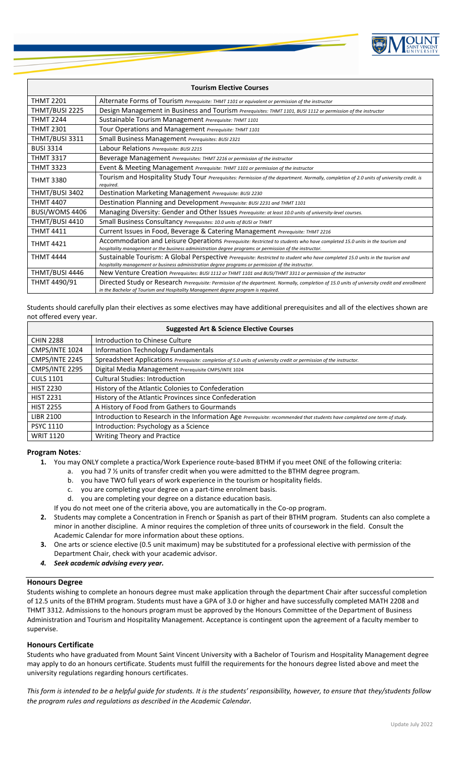| Tourism Elective Courses | |
|---|---|
| THMT 2201 | Alternate Forms of Tourism *Prerequisite: THMT 1101 or equivalent or permission of the instructor* |
| THMT/BUSI 2225 | Design Management in Business and Tourism *Prerequisites: THMT 1101, BUSI 1112 or permission of the instructor* |
| THMT 2244 | Sustainable Tourism Management *Prerequisite: THMT 1101* |
| THMT 2301 | Tour Operations and Management *Prerequisite: THMT 1101* |
| THMT/BUSI 3311 | Small Business Management *Prerequisites: BUSI 2321* |
| BUSI 3314 | Labour Relations *Prerequisite: BUSI 2215* |
| THMT 3317 | Beverage Management *Prerequisites: THMT 2216 or permission of the instructor* |
| THMT 3323 | Event & Meeting Management *Prerequisite: THMT 1101 or permission of the instructor* |
| THMT 3380 | Tourism and Hospitality Study Tour *Prerequisites: Permission of the department. Normally, completion of 2.0 units of university credit. is required.* |
| THMT/BUSI 3402 | Destination Marketing Management *Prerequisite: BUSI 2230* |
| THMT 4407 | Destination Planning and Development *Prerequisite: BUSI 2231 and THMT 1101* |
| BUSI/WOMS 4406 | Managing Diversity: Gender and Other Issues *Prerequisite: at least 10.0 units of university-level courses.* |
| THMT/BUSI 4410 | Small Business Consultancy *Prerequisites: 10.0 units of BUSI or THMT* |
| THMT 4411 | Current Issues in Food, Beverage & Catering Management *Prerequisite: THMT 2216* |
| THMT 4421 | Accommodation and Leisure Operations *Prerequisite: Restricted to students who have completed 15.0 units in the tourism and hospitality management or the business administration degree programs or permission of the instructor.* |
| THMT 4444 | Sustainable Tourism: A Global Perspective *Prerequisite: Restricted to student who have completed 15.0 units in the tourism and hospitality management or business administration degree programs or permission of the instructor.* |
| THMT/BUSI 4446 | New Venture Creation *Prerequisites: BUSI 1112 or THMT 1101 and BUSI/THMT 3311 or permission of the instructor* |
| THMT 4490/91 | Directed Study or Research *Prerequisite: Permission of the department. Normally, completion of 15.0 units of university credit and enrollment in the Bachelor of Tourism and Hospitality Management degree program is required.* |

Students should carefully plan their electives as some electives may have additional prerequisites and all of the electives shown are not offered every year.

| Suggested Art & Science Elective Courses | |
|---|---|
| CHIN 2288 | Introduction to Chinese Culture |
| CMPS/INTE 1024 | Information Technology Fundamentals |
| CMPS/INTE 2245 | Spreadsheet Applications *Prerequisite: completion of 5.0 units of university credit or permission of the instructor.* |
| CMPS/INTE 2295 | Digital Media Management *Prerequisite CMPS/INTE 1024* |
| CULS 1101 | Cultural Studies: Introduction |
| HIST 2230 | History of the Atlantic Colonies to Confederation |
| HIST 2231 | History of the Atlantic Provinces since Confederation |
| HIST 2255 | A History of Food from Gathers to Gourmands |
| LIBR 2100 | Introduction to Research in the Information Age *Prerequisite: recommended that students have completed one term of study.* |
| PSYC 1110 | Introduction: Psychology as a Science |
| WRIT 1120 | Writing Theory and Practice |

### Program Notes*:*

1. You may ONLY complete a practica/Work Experience route-based BTHM if you meet ONE of the following criteria:
   a. you had 7 ½ units of transfer credit when you were admitted to the BTHM degree program.
   b. you have TWO full years of work experience in the tourism or hospitality fields.
   c. you are completing your degree on a part-time enrolment basis.
   d. you are completing your degree on a distance education basis.

   If you do not meet one of the criteria above, you are automatically in the Co-op program.
2. Students may complete a Concentration in French or Spanish as part of their BTHM program. Students can also complete a minor in another discipline. A minor requires the completion of three units of coursework in the field. Consult the Academic Calendar for more information about these options.
3. One arts or science elective (0.5 unit maximum) may be substituted for a professional elective with permission of the Department Chair, check with your academic advisor.
4. ***Seek academic advising every year.***

### Honours Degree

Students wishing to complete an honours degree must make application through the department Chair after successful completion of 12.5 units of the BTHM program. Students must have a GPA of 3.0 or higher and have successfully completed MATH 2208 and THMT 3312. Admissions to the honours program must be approved by the Honours Committee of the Department of Business Administration and Tourism and Hospitality Management. Acceptance is contingent upon the agreement of a faculty member to supervise.

### Honours Certificate

Students who have graduated from Mount Saint Vincent University with a Bachelor of Tourism and Hospitality Management degree may apply to do an honours certificate. Students must fulfill the requirements for the honours degree listed above and meet the university regulations regarding honours certificates.

*This form is intended to be a helpful guide for students. It is the students' responsibility, however, to ensure that they/students follow the program rules and regulations as described in the Academic Calendar.*

Update July 2022